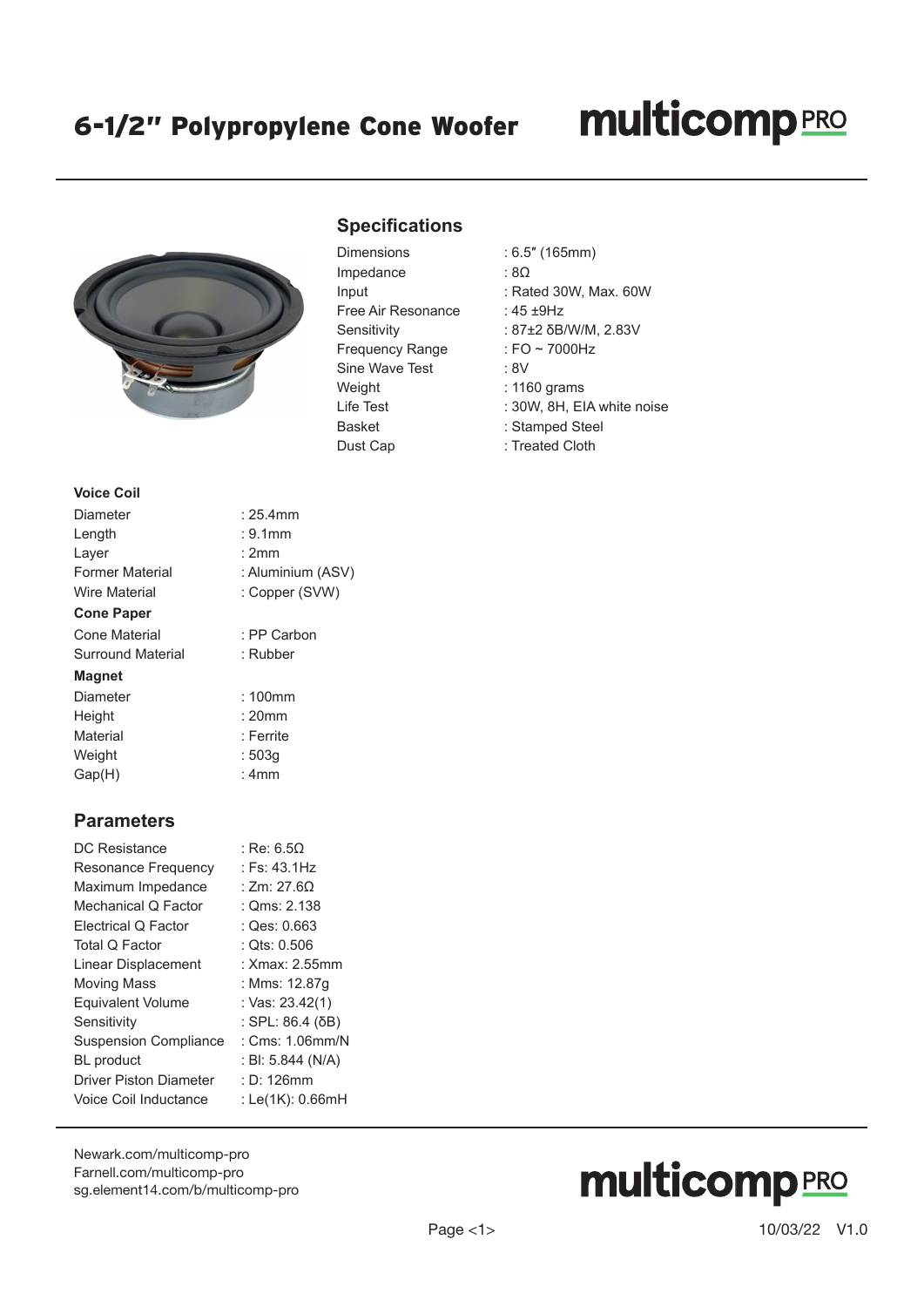# 6-1/2" Polypropylene Cone Woofer

multicomp PRO

## Specifications

| | |
|---|---|
| Dimensions | : 6.5" (165mm) |
| Impedance | : 8Ω |
| Input | : Rated 30W, Max. 60W |
| Free Air Resonance | : 45 ±9Hz |
| Sensitivity | : 87±2 δB/W/M, 2.83V |
| Frequency Range | : FO ~ 7000Hz |
| Sine Wave Test | : 8V |
| Weight | : 1160 grams |
| Life Test | : 30W, 8H, EIA white noise |
| Basket | : Stamped Steel |
| Dust Cap | : Treated Cloth |

**Voice Coil**

| | |
|---|---|
| Diameter | : 25.4mm |
| Length | : 9.1mm |
| Layer | : 2mm |
| Former Material | : Aluminium (ASV) |
| Wire Material | : Copper (SVW) |

**Cone Paper**

| | |
|---|---|
| Cone Material | : PP Carbon |
| Surround Material | : Rubber |

**Magnet**

| | |
|---|---|
| Diameter | : 100mm |
| Height | : 20mm |
| Material | : Ferrite |
| Weight | : 503g |
| Gap(H) | : 4mm |

## Parameters

| | |
|---|---|
| DC Resistance | : Re: 6.5Ω |
| Resonance Frequency | : Fs: 43.1Hz |
| Maximum Impedance | : Zm: 27.6Ω |
| Mechanical Q Factor | : Qms: 2.138 |
| Electrical Q Factor | : Qes: 0.663 |
| Total Q Factor | : Qts: 0.506 |
| Linear Displacement | : Xmax: 2.55mm |
| Moving Mass | : Mms: 12.87g |
| Equivalent Volume | : Vas: 23.42(1) |
| Sensitivity | : SPL: 86.4 (δB) |
| Suspension Compliance | : Cms: 1.06mm/N |
| BL product | : Bl: 5.844 (N/A) |
| Driver Piston Diameter | : D: 126mm |
| Voice Coil Inductance | : Le(1K): 0.66mH |

Newark.com/multicomp-pro
Farnell.com/multicomp-pro
sg.element14.com/b/multicomp-pro

10/03/22 V1.0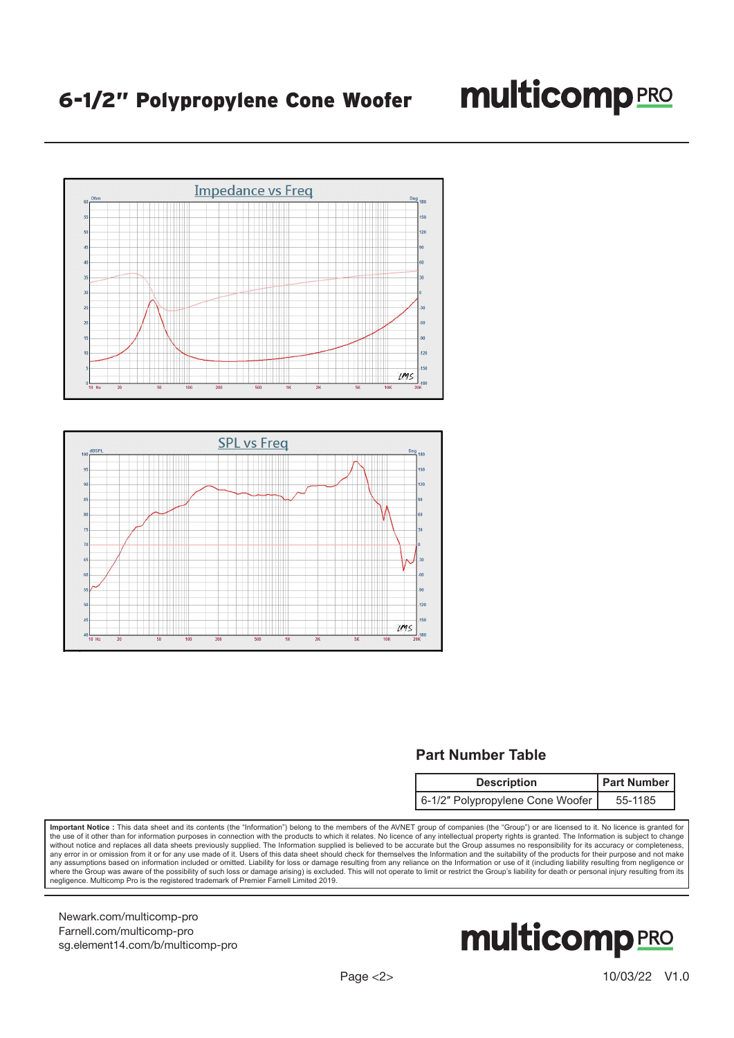# 6-1/2″ Polypropylene Cone Woofer

multicomp PRO

Impedance vs Freq

Ohm

60
55
50
45
40
35
30
25
20
15
10
5
0

Deg

180
150
120
90
60
30
0
-30
-60
-90
-120
-150
-180

10 Hz 20 50 100 200 500 1K 2K 5K 10K 20K

LMS

SPL vs Freq

dBSPL

100
95
90
85
80
75
70
65
60
55
50
45
40

Deg

180
150
120
90
60
30
0
-30
-60
-90
-120
-150
-180

10 Hz 20 50 100 200 500 1K 2K 5K 10K 20K

LMS

## Part Number Table

| Description | Part Number |
|---|---|
| 6-1/2″ Polypropylene Cone Woofer | 55-1185 |

**Important Notice :** This data sheet and its contents (the "Information") belong to the members of the AVNET group of companies (the "Group") or are licensed to it. No licence is granted for the use of it other than for information purposes in connection with the products to which it relates. No licence of any intellectual property rights is granted. The Information is subject to change without notice and replaces all data sheets previously supplied. The Information supplied is believed to be accurate but the Group assumes no responsibility for its accuracy or completeness, any error in or omission from it or for any use made of it. Users of this data sheet should check for themselves the Information and the suitability of the products for their purpose and not make any assumptions based on information included or omitted. Liability for loss or damage resulting from any reliance on the Information or use of it (including liability resulting from negligence or where the Group was aware of the possibility of such loss or damage arising) is excluded. This will not operate to limit or restrict the Group's liability for death or personal injury resulting from its negligence. Multicomp Pro is the registered trademark of Premier Farnell Limited 2019.

Newark.com/multicomp-pro
Farnell.com/multicomp-pro
sg.element14.com/b/multicomp-pro

multicomp PRO

10/03/22 V1.0